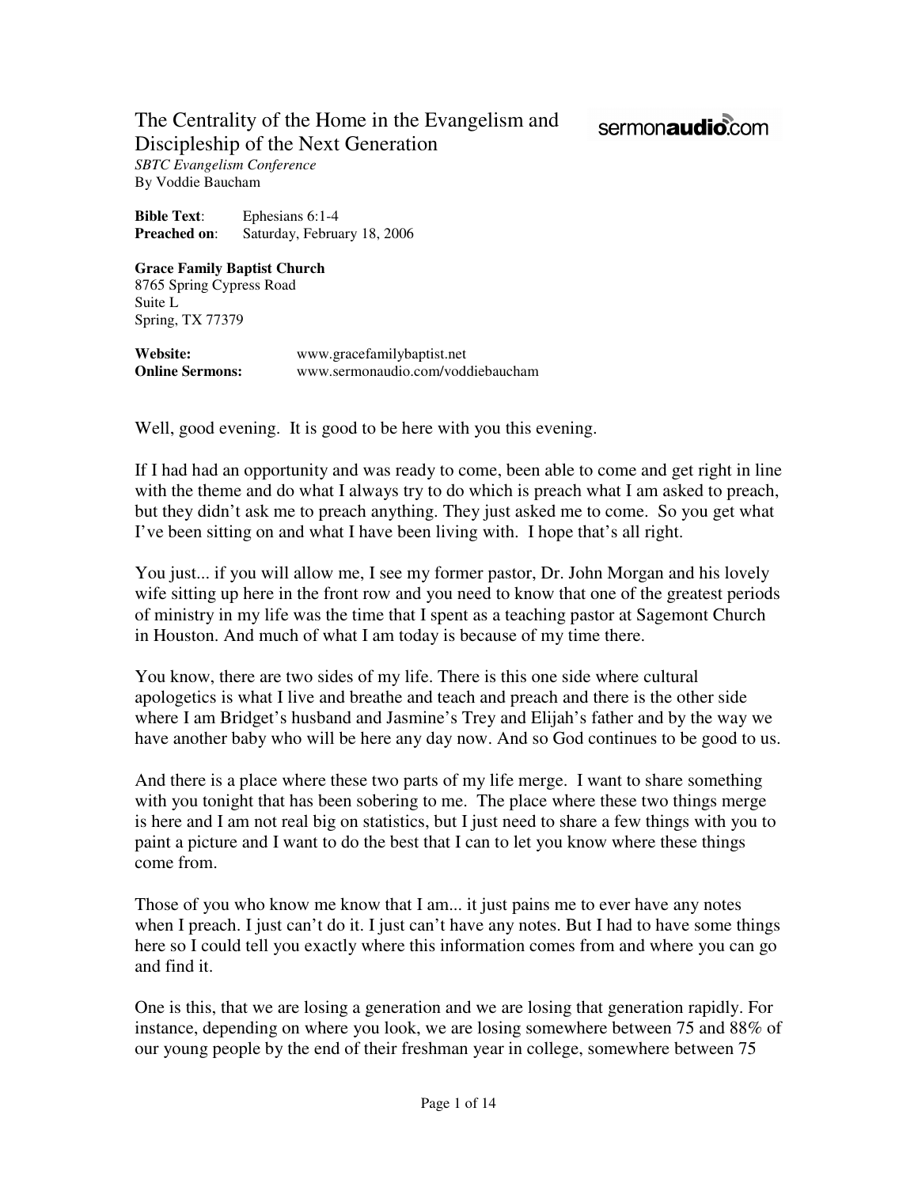# The Centrality of the Home in the Evangelism and Discipleship of the Next Generation

sermonaudio.com

*SBTC Evangelism Conference*
By Voddie Baucham

**Bible Text**: Ephesians 6:1-4
**Preached on**: Saturday, February 18, 2006

**Grace Family Baptist Church**
8765 Spring Cypress Road
Suite L
Spring, TX 77379

**Website:** www.gracefamilybaptist.net
**Online Sermons:** www.sermonaudio.com/voddiebaucham

Well, good evening. It is good to be here with you this evening.

If I had had an opportunity and was ready to come, been able to come and get right in line with the theme and do what I always try to do which is preach what I am asked to preach, but they didn't ask me to preach anything. They just asked me to come. So you get what I've been sitting on and what I have been living with. I hope that's all right.

You just... if you will allow me, I see my former pastor, Dr. John Morgan and his lovely wife sitting up here in the front row and you need to know that one of the greatest periods of ministry in my life was the time that I spent as a teaching pastor at Sagemont Church in Houston. And much of what I am today is because of my time there.

You know, there are two sides of my life. There is this one side where cultural apologetics is what I live and breathe and teach and preach and there is the other side where I am Bridget's husband and Jasmine's Trey and Elijah's father and by the way we have another baby who will be here any day now. And so God continues to be good to us.

And there is a place where these two parts of my life merge. I want to share something with you tonight that has been sobering to me. The place where these two things merge is here and I am not real big on statistics, but I just need to share a few things with you to paint a picture and I want to do the best that I can to let you know where these things come from.

Those of you who know me know that I am... it just pains me to ever have any notes when I preach. I just can't do it. I just can't have any notes. But I had to have some things here so I could tell you exactly where this information comes from and where you can go and find it.

One is this, that we are losing a generation and we are losing that generation rapidly. For instance, depending on where you look, we are losing somewhere between 75 and 88% of our young people by the end of their freshman year in college, somewhere between 75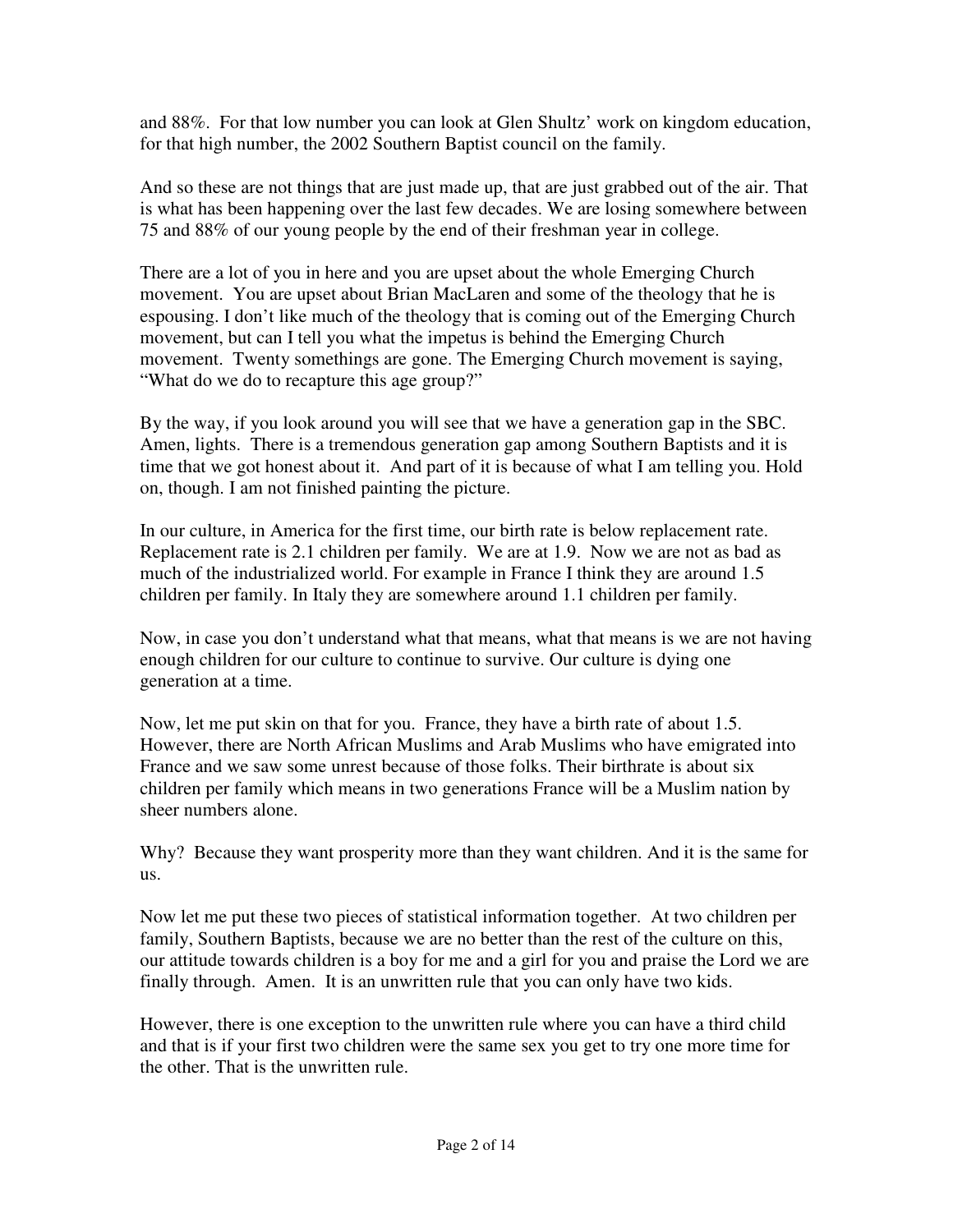and 88%. For that low number you can look at Glen Shultz' work on kingdom education, for that high number, the 2002 Southern Baptist council on the family.

And so these are not things that are just made up, that are just grabbed out of the air. That is what has been happening over the last few decades. We are losing somewhere between 75 and 88% of our young people by the end of their freshman year in college.

There are a lot of you in here and you are upset about the whole Emerging Church movement. You are upset about Brian MacLaren and some of the theology that he is espousing. I don't like much of the theology that is coming out of the Emerging Church movement, but can I tell you what the impetus is behind the Emerging Church movement. Twenty somethings are gone. The Emerging Church movement is saying, "What do we do to recapture this age group?"

By the way, if you look around you will see that we have a generation gap in the SBC. Amen, lights. There is a tremendous generation gap among Southern Baptists and it is time that we got honest about it. And part of it is because of what I am telling you. Hold on, though. I am not finished painting the picture.

In our culture, in America for the first time, our birth rate is below replacement rate. Replacement rate is 2.1 children per family. We are at 1.9. Now we are not as bad as much of the industrialized world. For example in France I think they are around 1.5 children per family. In Italy they are somewhere around 1.1 children per family.

Now, in case you don't understand what that means, what that means is we are not having enough children for our culture to continue to survive. Our culture is dying one generation at a time.

Now, let me put skin on that for you. France, they have a birth rate of about 1.5. However, there are North African Muslims and Arab Muslims who have emigrated into France and we saw some unrest because of those folks. Their birthrate is about six children per family which means in two generations France will be a Muslim nation by sheer numbers alone.

Why? Because they want prosperity more than they want children. And it is the same for us.

Now let me put these two pieces of statistical information together. At two children per family, Southern Baptists, because we are no better than the rest of the culture on this, our attitude towards children is a boy for me and a girl for you and praise the Lord we are finally through. Amen. It is an unwritten rule that you can only have two kids.

However, there is one exception to the unwritten rule where you can have a third child and that is if your first two children were the same sex you get to try one more time for the other. That is the unwritten rule.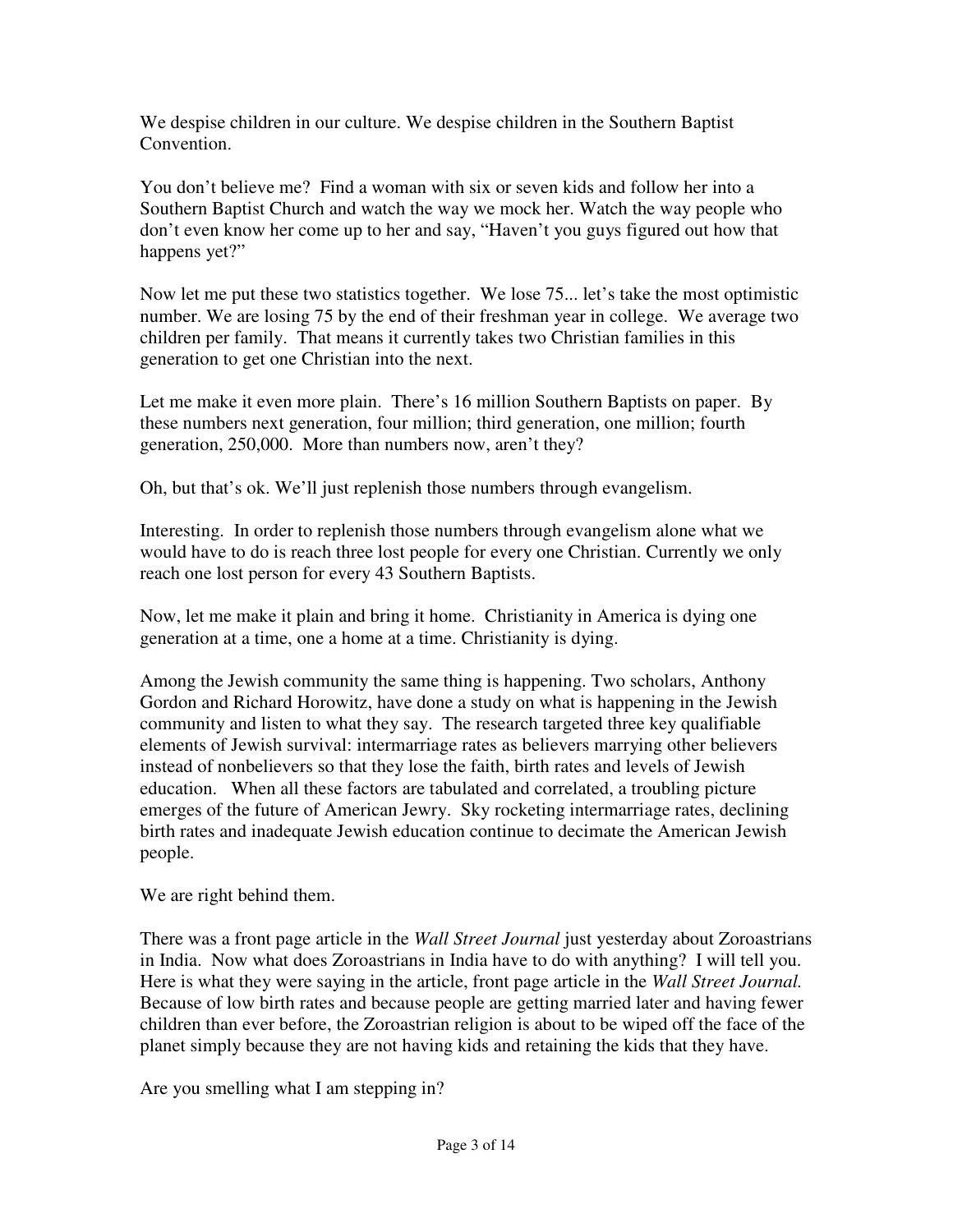We despise children in our culture. We despise children in the Southern Baptist Convention.

You don't believe me? Find a woman with six or seven kids and follow her into a Southern Baptist Church and watch the way we mock her. Watch the way people who don't even know her come up to her and say, "Haven't you guys figured out how that happens yet?"

Now let me put these two statistics together. We lose 75... let's take the most optimistic number. We are losing 75 by the end of their freshman year in college. We average two children per family. That means it currently takes two Christian families in this generation to get one Christian into the next.

Let me make it even more plain. There's 16 million Southern Baptists on paper. By these numbers next generation, four million; third generation, one million; fourth generation, 250,000. More than numbers now, aren't they?

Oh, but that's ok. We'll just replenish those numbers through evangelism.

Interesting. In order to replenish those numbers through evangelism alone what we would have to do is reach three lost people for every one Christian. Currently we only reach one lost person for every 43 Southern Baptists.

Now, let me make it plain and bring it home. Christianity in America is dying one generation at a time, one a home at a time. Christianity is dying.

Among the Jewish community the same thing is happening. Two scholars, Anthony Gordon and Richard Horowitz, have done a study on what is happening in the Jewish community and listen to what they say. The research targeted three key qualifiable elements of Jewish survival: intermarriage rates as believers marrying other believers instead of nonbelievers so that they lose the faith, birth rates and levels of Jewish education. When all these factors are tabulated and correlated, a troubling picture emerges of the future of American Jewry. Sky rocketing intermarriage rates, declining birth rates and inadequate Jewish education continue to decimate the American Jewish people.

We are right behind them.

There was a front page article in the *Wall Street Journal* just yesterday about Zoroastrians in India. Now what does Zoroastrians in India have to do with anything? I will tell you. Here is what they were saying in the article, front page article in the *Wall Street Journal.* Because of low birth rates and because people are getting married later and having fewer children than ever before, the Zoroastrian religion is about to be wiped off the face of the planet simply because they are not having kids and retaining the kids that they have.

Are you smelling what I am stepping in?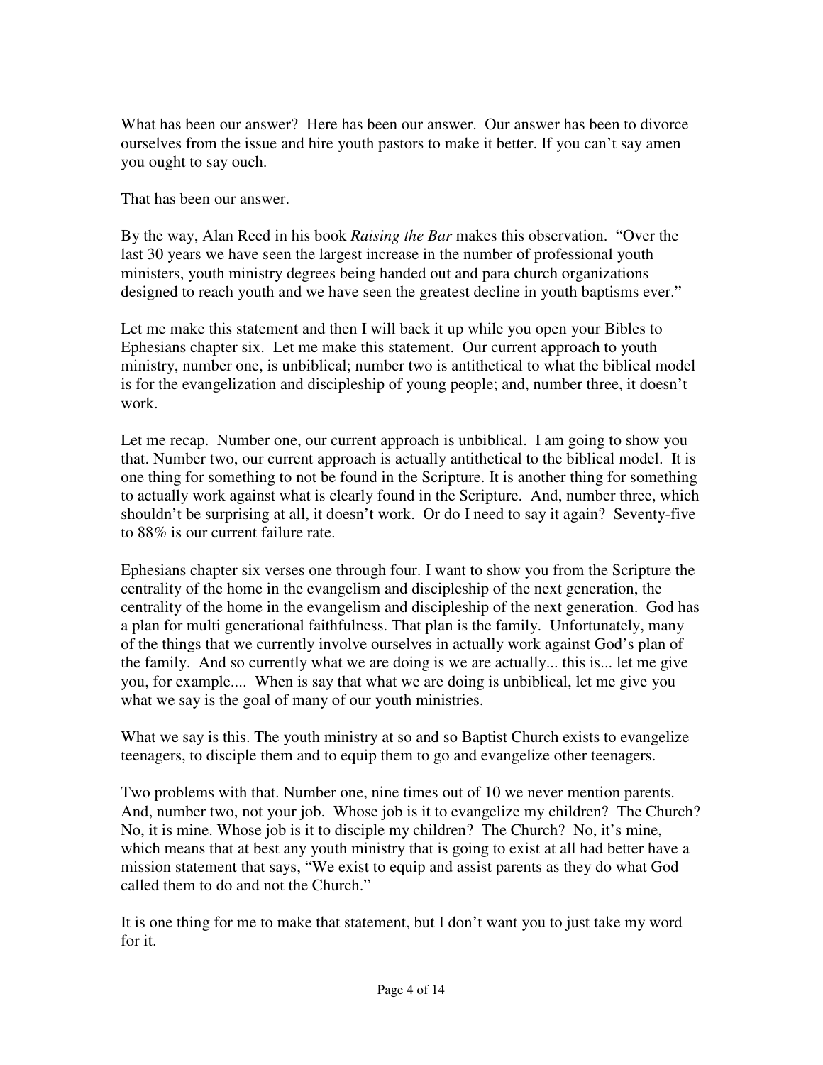What has been our answer? Here has been our answer. Our answer has been to divorce ourselves from the issue and hire youth pastors to make it better. If you can't say amen you ought to say ouch.

That has been our answer.

By the way, Alan Reed in his book *Raising the Bar* makes this observation. "Over the last 30 years we have seen the largest increase in the number of professional youth ministers, youth ministry degrees being handed out and para church organizations designed to reach youth and we have seen the greatest decline in youth baptisms ever."

Let me make this statement and then I will back it up while you open your Bibles to Ephesians chapter six. Let me make this statement. Our current approach to youth ministry, number one, is unbiblical; number two is antithetical to what the biblical model is for the evangelization and discipleship of young people; and, number three, it doesn't work.

Let me recap. Number one, our current approach is unbiblical. I am going to show you that. Number two, our current approach is actually antithetical to the biblical model. It is one thing for something to not be found in the Scripture. It is another thing for something to actually work against what is clearly found in the Scripture. And, number three, which shouldn't be surprising at all, it doesn't work. Or do I need to say it again? Seventy-five to 88% is our current failure rate.

Ephesians chapter six verses one through four. I want to show you from the Scripture the centrality of the home in the evangelism and discipleship of the next generation, the centrality of the home in the evangelism and discipleship of the next generation. God has a plan for multi generational faithfulness. That plan is the family. Unfortunately, many of the things that we currently involve ourselves in actually work against God's plan of the family. And so currently what we are doing is we are actually... this is... let me give you, for example.... When is say that what we are doing is unbiblical, let me give you what we say is the goal of many of our youth ministries.

What we say is this. The youth ministry at so and so Baptist Church exists to evangelize teenagers, to disciple them and to equip them to go and evangelize other teenagers.

Two problems with that. Number one, nine times out of 10 we never mention parents. And, number two, not your job. Whose job is it to evangelize my children? The Church? No, it is mine. Whose job is it to disciple my children? The Church? No, it's mine, which means that at best any youth ministry that is going to exist at all had better have a mission statement that says, "We exist to equip and assist parents as they do what God called them to do and not the Church."

It is one thing for me to make that statement, but I don't want you to just take my word for it.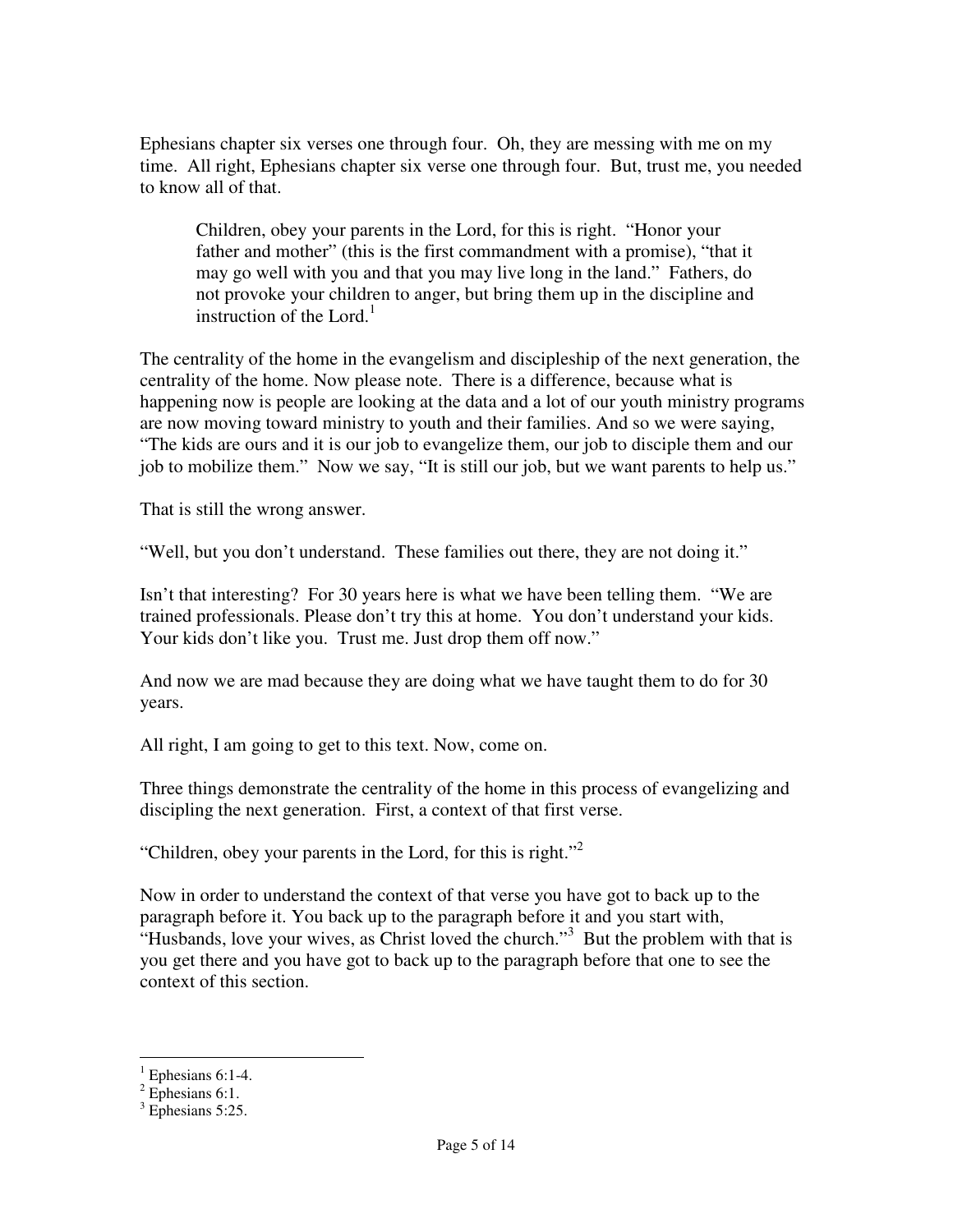Ephesians chapter six verses one through four. Oh, they are messing with me on my time. All right, Ephesians chapter six verse one through four. But, trust me, you needed to know all of that.

> Children, obey your parents in the Lord, for this is right. "Honor your father and mother" (this is the first commandment with a promise), "that it may go well with you and that you may live long in the land." Fathers, do not provoke your children to anger, but bring them up in the discipline and instruction of the Lord.[1]

The centrality of the home in the evangelism and discipleship of the next generation, the centrality of the home. Now please note. There is a difference, because what is happening now is people are looking at the data and a lot of our youth ministry programs are now moving toward ministry to youth and their families. And so we were saying, "The kids are ours and it is our job to evangelize them, our job to disciple them and our job to mobilize them." Now we say, "It is still our job, but we want parents to help us."

That is still the wrong answer.

"Well, but you don't understand. These families out there, they are not doing it."

Isn't that interesting? For 30 years here is what we have been telling them. "We are trained professionals. Please don't try this at home. You don't understand your kids. Your kids don't like you. Trust me. Just drop them off now."

And now we are mad because they are doing what we have taught them to do for 30 years.

All right, I am going to get to this text. Now, come on.

Three things demonstrate the centrality of the home in this process of evangelizing and discipling the next generation. First, a context of that first verse.

"Children, obey your parents in the Lord, for this is right."[2]

Now in order to understand the context of that verse you have got to back up to the paragraph before it. You back up to the paragraph before it and you start with, "Husbands, love your wives, as Christ loved the church."[3] But the problem with that is you get there and you have got to back up to the paragraph before that one to see the context of this section.

---

[1] Ephesians 6:1-4.
[2] Ephesians 6:1.
[3] Ephesians 5:25.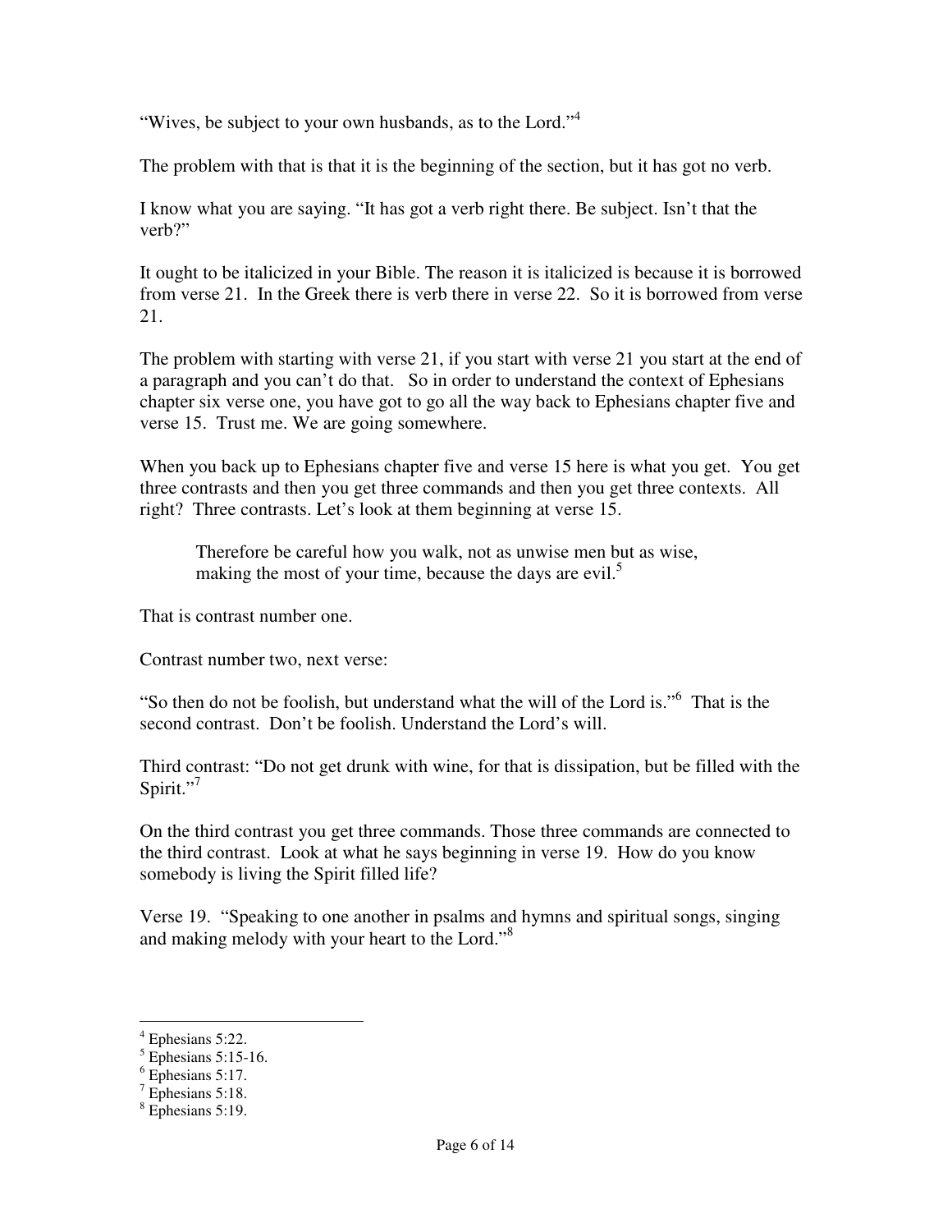"Wives, be subject to your own husbands, as to the Lord."[4]

The problem with that is that it is the beginning of the section, but it has got no verb.

I know what you are saying. "It has got a verb right there. Be subject. Isn't that the verb?"

It ought to be italicized in your Bible. The reason it is italicized is because it is borrowed from verse 21. In the Greek there is verb there in verse 22. So it is borrowed from verse 21.

The problem with starting with verse 21, if you start with verse 21 you start at the end of a paragraph and you can't do that. So in order to understand the context of Ephesians chapter six verse one, you have got to go all the way back to Ephesians chapter five and verse 15. Trust me. We are going somewhere.

When you back up to Ephesians chapter five and verse 15 here is what you get. You get three contrasts and then you get three commands and then you get three contexts. All right? Three contrasts. Let's look at them beginning at verse 15.

> Therefore be careful how you walk, not as unwise men but as wise, making the most of your time, because the days are evil.[5]

That is contrast number one.

Contrast number two, next verse:

"So then do not be foolish, but understand what the will of the Lord is."[6] That is the second contrast. Don't be foolish. Understand the Lord's will.

Third contrast: "Do not get drunk with wine, for that is dissipation, but be filled with the Spirit."[7]

On the third contrast you get three commands. Those three commands are connected to the third contrast. Look at what he says beginning in verse 19. How do you know somebody is living the Spirit filled life?

Verse 19. "Speaking to one another in psalms and hymns and spiritual songs, singing and making melody with your heart to the Lord."[8]

---

[4] Ephesians 5:22.
[5] Ephesians 5:15-16.
[6] Ephesians 5:17.
[7] Ephesians 5:18.
[8] Ephesians 5:19.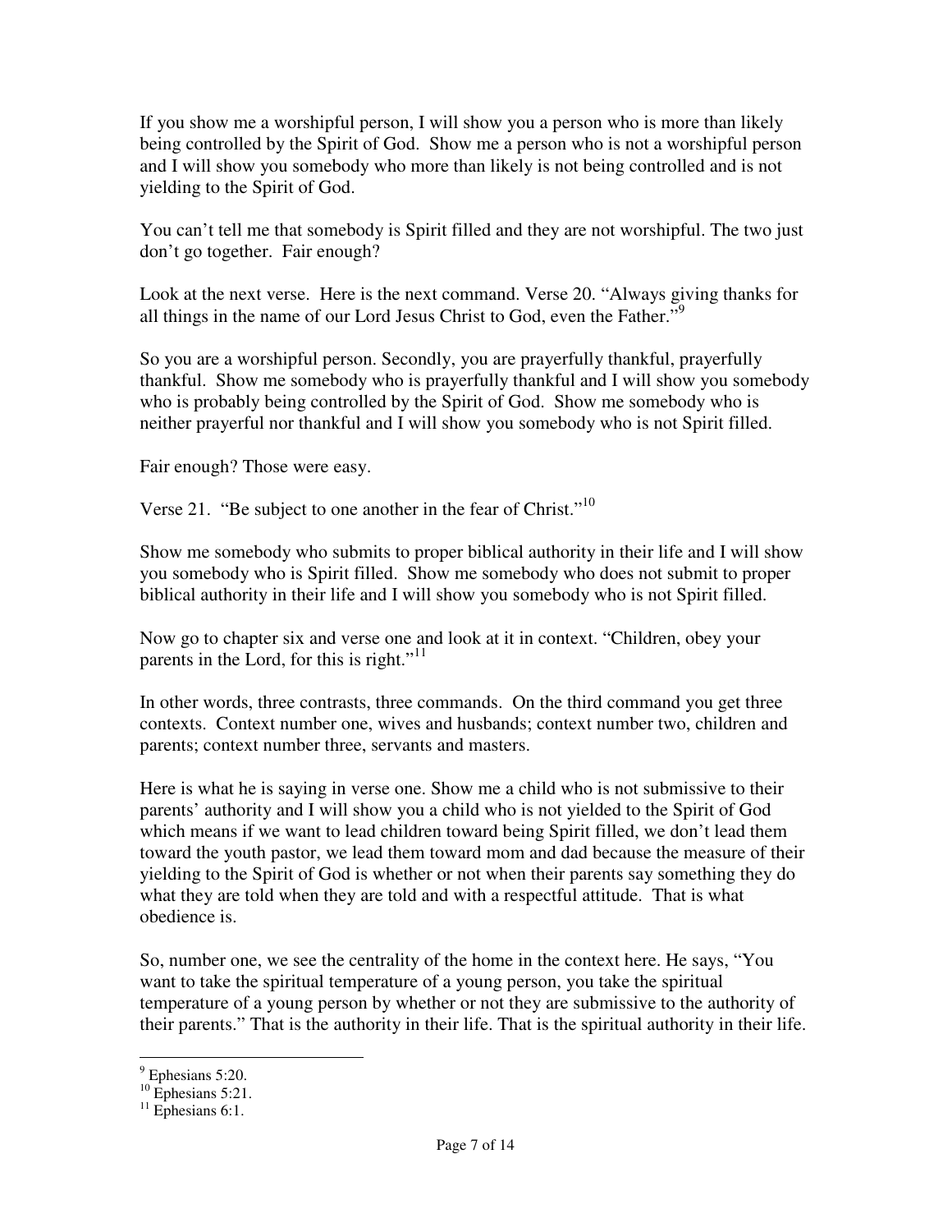If you show me a worshipful person, I will show you a person who is more than likely being controlled by the Spirit of God. Show me a person who is not a worshipful person and I will show you somebody who more than likely is not being controlled and is not yielding to the Spirit of God.

You can't tell me that somebody is Spirit filled and they are not worshipful. The two just don't go together. Fair enough?

Look at the next verse. Here is the next command. Verse 20. "Always giving thanks for all things in the name of our Lord Jesus Christ to God, even the Father."[9]

So you are a worshipful person. Secondly, you are prayerfully thankful, prayerfully thankful. Show me somebody who is prayerfully thankful and I will show you somebody who is probably being controlled by the Spirit of God. Show me somebody who is neither prayerful nor thankful and I will show you somebody who is not Spirit filled.

Fair enough? Those were easy.

Verse 21. "Be subject to one another in the fear of Christ."[10]

Show me somebody who submits to proper biblical authority in their life and I will show you somebody who is Spirit filled. Show me somebody who does not submit to proper biblical authority in their life and I will show you somebody who is not Spirit filled.

Now go to chapter six and verse one and look at it in context. "Children, obey your parents in the Lord, for this is right."[11]

In other words, three contrasts, three commands. On the third command you get three contexts. Context number one, wives and husbands; context number two, children and parents; context number three, servants and masters.

Here is what he is saying in verse one. Show me a child who is not submissive to their parents' authority and I will show you a child who is not yielded to the Spirit of God which means if we want to lead children toward being Spirit filled, we don't lead them toward the youth pastor, we lead them toward mom and dad because the measure of their yielding to the Spirit of God is whether or not when their parents say something they do what they are told when they are told and with a respectful attitude. That is what obedience is.

So, number one, we see the centrality of the home in the context here. He says, "You want to take the spiritual temperature of a young person, you take the spiritual temperature of a young person by whether or not they are submissive to the authority of their parents." That is the authority in their life. That is the spiritual authority in their life.

---

[9] Ephesians 5:20.
[10] Ephesians 5:21.
[11] Ephesians 6:1.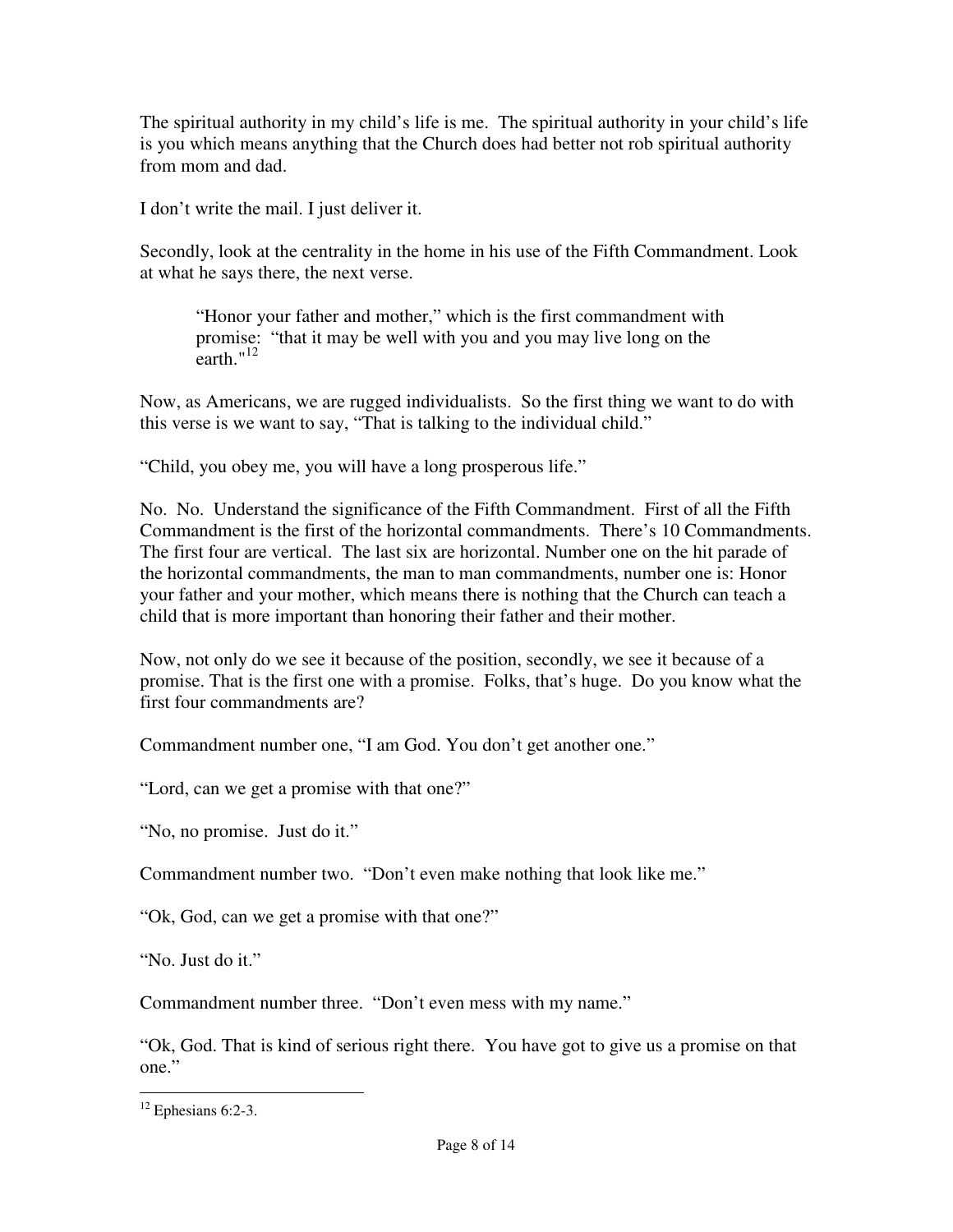The spiritual authority in my child's life is me. The spiritual authority in your child's life is you which means anything that the Church does had better not rob spiritual authority from mom and dad.

I don't write the mail. I just deliver it.

Secondly, look at the centrality in the home in his use of the Fifth Commandment. Look at what he says there, the next verse.

> "Honor your father and mother," which is the first commandment with promise: "that it may be well with you and you may live long on the earth."[12]

Now, as Americans, we are rugged individualists. So the first thing we want to do with this verse is we want to say, "That is talking to the individual child."

"Child, you obey me, you will have a long prosperous life."

No. No. Understand the significance of the Fifth Commandment. First of all the Fifth Commandment is the first of the horizontal commandments. There's 10 Commandments. The first four are vertical. The last six are horizontal. Number one on the hit parade of the horizontal commandments, the man to man commandments, number one is: Honor your father and your mother, which means there is nothing that the Church can teach a child that is more important than honoring their father and their mother.

Now, not only do we see it because of the position, secondly, we see it because of a promise. That is the first one with a promise. Folks, that's huge. Do you know what the first four commandments are?

Commandment number one, "I am God. You don't get another one."

"Lord, can we get a promise with that one?"

"No, no promise. Just do it."

Commandment number two. "Don't even make nothing that look like me."

"Ok, God, can we get a promise with that one?"

"No. Just do it."

Commandment number three. "Don't even mess with my name."

"Ok, God. That is kind of serious right there. You have got to give us a promise on that one."

---

[12] Ephesians 6:2-3.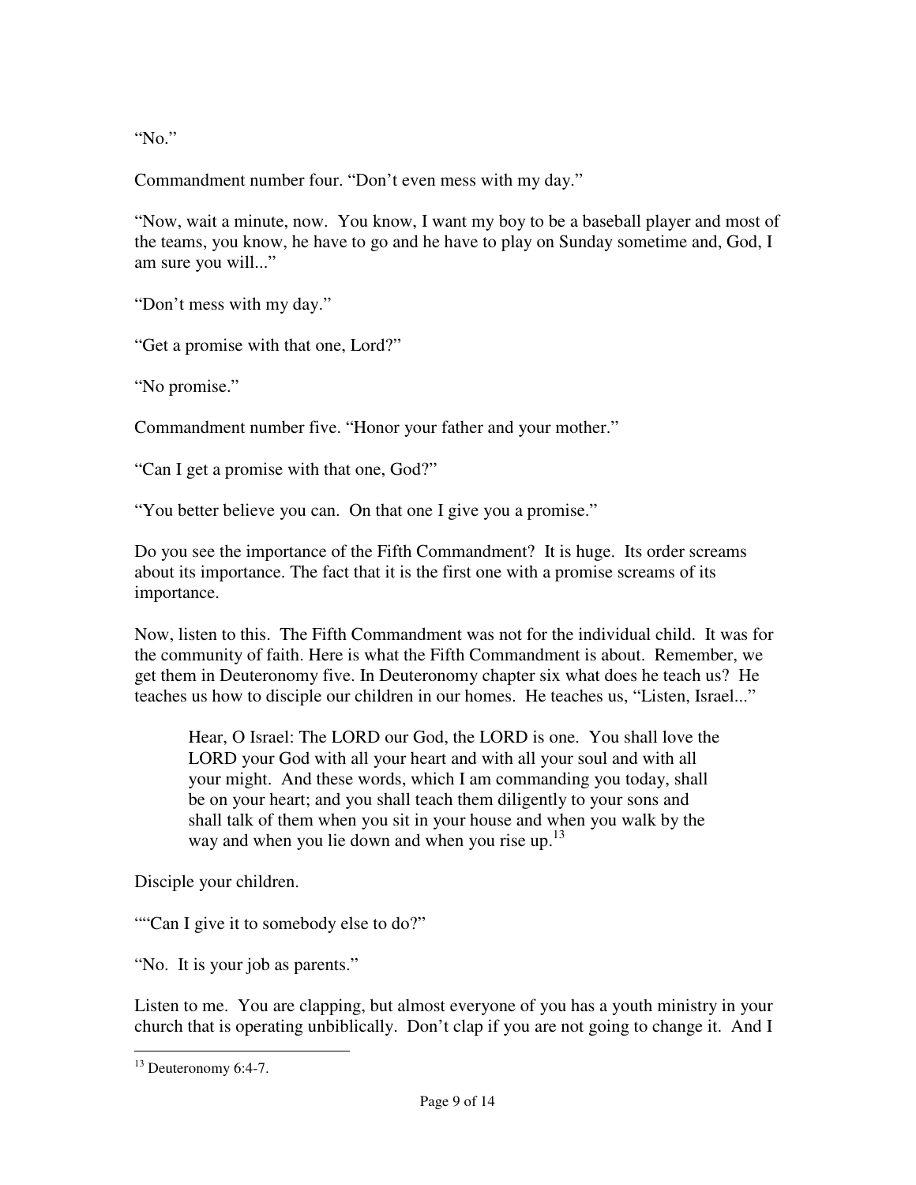"No."

Commandment number four. "Don't even mess with my day."

"Now, wait a minute, now. You know, I want my boy to be a baseball player and most of the teams, you know, he have to go and he have to play on Sunday sometime and, God, I am sure you will..."

"Don't mess with my day."

"Get a promise with that one, Lord?"

"No promise."

Commandment number five. "Honor your father and your mother."

"Can I get a promise with that one, God?"

"You better believe you can. On that one I give you a promise."

Do you see the importance of the Fifth Commandment? It is huge. Its order screams about its importance. The fact that it is the first one with a promise screams of its importance.

Now, listen to this. The Fifth Commandment was not for the individual child. It was for the community of faith. Here is what the Fifth Commandment is about. Remember, we get them in Deuteronomy five. In Deuteronomy chapter six what does he teach us? He teaches us how to disciple our children in our homes. He teaches us, "Listen, Israel..."

> Hear, O Israel: The LORD our God, the LORD is one. You shall love the LORD your God with all your heart and with all your soul and with all your might. And these words, which I am commanding you today, shall be on your heart; and you shall teach them diligently to your sons and shall talk of them when you sit in your house and when you walk by the way and when you lie down and when you rise up.[13]

Disciple your children.

""Can I give it to somebody else to do?"

"No. It is your job as parents."

Listen to me. You are clapping, but almost everyone of you has a youth ministry in your church that is operating unbiblically. Don't clap if you are not going to change it. And I

---

[13] Deuteronomy 6:4-7.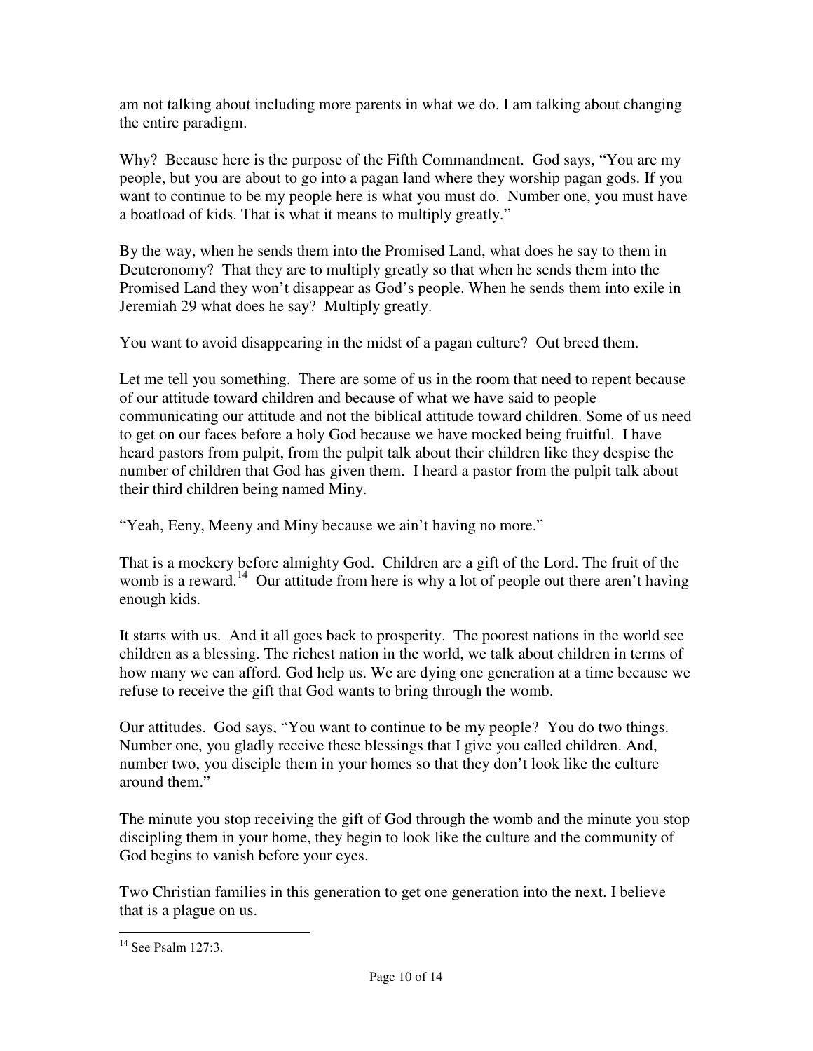am not talking about including more parents in what we do. I am talking about changing the entire paradigm.

Why? Because here is the purpose of the Fifth Commandment. God says, "You are my people, but you are about to go into a pagan land where they worship pagan gods. If you want to continue to be my people here is what you must do. Number one, you must have a boatload of kids. That is what it means to multiply greatly."

By the way, when he sends them into the Promised Land, what does he say to them in Deuteronomy? That they are to multiply greatly so that when he sends them into the Promised Land they won't disappear as God's people. When he sends them into exile in Jeremiah 29 what does he say? Multiply greatly.

You want to avoid disappearing in the midst of a pagan culture? Out breed them.

Let me tell you something. There are some of us in the room that need to repent because of our attitude toward children and because of what we have said to people communicating our attitude and not the biblical attitude toward children. Some of us need to get on our faces before a holy God because we have mocked being fruitful. I have heard pastors from pulpit, from the pulpit talk about their children like they despise the number of children that God has given them. I heard a pastor from the pulpit talk about their third children being named Miny.

"Yeah, Eeny, Meeny and Miny because we ain't having no more."

That is a mockery before almighty God. Children are a gift of the Lord. The fruit of the womb is a reward.[14] Our attitude from here is why a lot of people out there aren't having enough kids.

It starts with us. And it all goes back to prosperity. The poorest nations in the world see children as a blessing. The richest nation in the world, we talk about children in terms of how many we can afford. God help us. We are dying one generation at a time because we refuse to receive the gift that God wants to bring through the womb.

Our attitudes. God says, "You want to continue to be my people? You do two things. Number one, you gladly receive these blessings that I give you called children. And, number two, you disciple them in your homes so that they don't look like the culture around them."

The minute you stop receiving the gift of God through the womb and the minute you stop discipling them in your home, they begin to look like the culture and the community of God begins to vanish before your eyes.

Two Christian families in this generation to get one generation into the next. I believe that is a plague on us.

---

[14] See Psalm 127:3.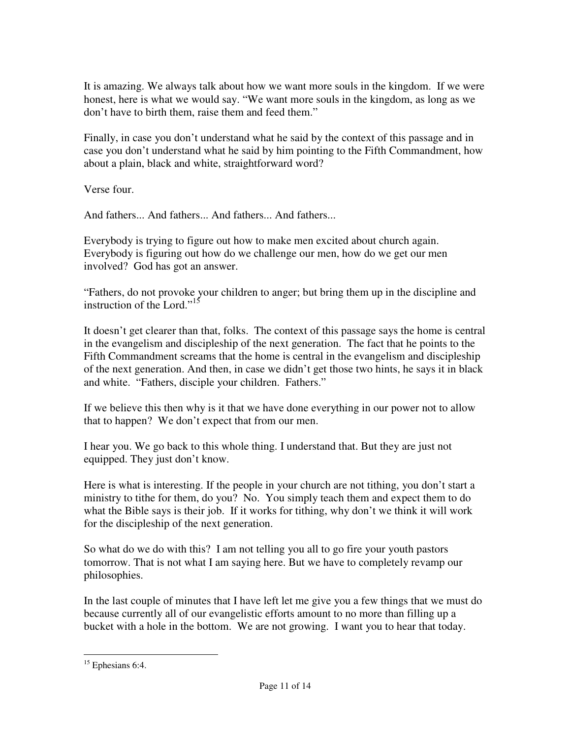It is amazing. We always talk about how we want more souls in the kingdom. If we were honest, here is what we would say. “We want more souls in the kingdom, as long as we don’t have to birth them, raise them and feed them.”

Finally, in case you don’t understand what he said by the context of this passage and in case you don’t understand what he said by him pointing to the Fifth Commandment, how about a plain, black and white, straightforward word?

Verse four.

And fathers... And fathers... And fathers... And fathers...

Everybody is trying to figure out how to make men excited about church again. Everybody is figuring out how do we challenge our men, how do we get our men involved? God has got an answer.

“Fathers, do not provoke your children to anger; but bring them up in the discipline and instruction of the Lord.”[15]

It doesn’t get clearer than that, folks. The context of this passage says the home is central in the evangelism and discipleship of the next generation. The fact that he points to the Fifth Commandment screams that the home is central in the evangelism and discipleship of the next generation. And then, in case we didn’t get those two hints, he says it in black and white. “Fathers, disciple your children. Fathers.”

If we believe this then why is it that we have done everything in our power not to allow that to happen? We don’t expect that from our men.

I hear you. We go back to this whole thing. I understand that. But they are just not equipped. They just don’t know.

Here is what is interesting. If the people in your church are not tithing, you don’t start a ministry to tithe for them, do you? No. You simply teach them and expect them to do what the Bible says is their job. If it works for tithing, why don’t we think it will work for the discipleship of the next generation.

So what do we do with this? I am not telling you all to go fire your youth pastors tomorrow. That is not what I am saying here. But we have to completely revamp our philosophies.

In the last couple of minutes that I have left let me give you a few things that we must do because currently all of our evangelistic efforts amount to no more than filling up a bucket with a hole in the bottom. We are not growing. I want you to hear that today.

---

[15] Ephesians 6:4.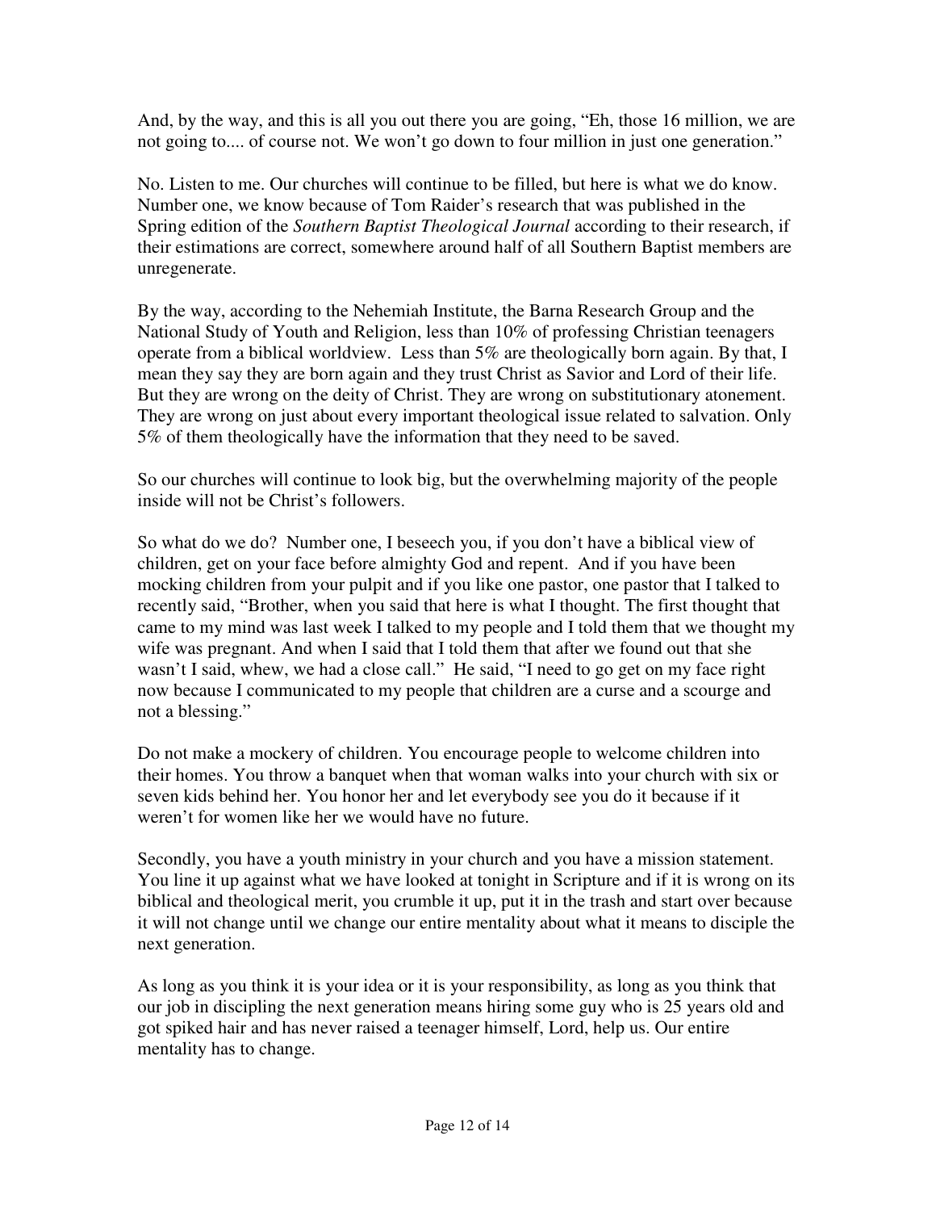And, by the way, and this is all you out there you are going, "Eh, those 16 million, we are not going to.... of course not. We won't go down to four million in just one generation."

No. Listen to me. Our churches will continue to be filled, but here is what we do know. Number one, we know because of Tom Raider's research that was published in the Spring edition of the *Southern Baptist Theological Journal* according to their research, if their estimations are correct, somewhere around half of all Southern Baptist members are unregenerate.

By the way, according to the Nehemiah Institute, the Barna Research Group and the National Study of Youth and Religion, less than 10% of professing Christian teenagers operate from a biblical worldview. Less than 5% are theologically born again. By that, I mean they say they are born again and they trust Christ as Savior and Lord of their life. But they are wrong on the deity of Christ. They are wrong on substitutionary atonement. They are wrong on just about every important theological issue related to salvation. Only 5% of them theologically have the information that they need to be saved.

So our churches will continue to look big, but the overwhelming majority of the people inside will not be Christ's followers.

So what do we do? Number one, I beseech you, if you don't have a biblical view of children, get on your face before almighty God and repent. And if you have been mocking children from your pulpit and if you like one pastor, one pastor that I talked to recently said, "Brother, when you said that here is what I thought. The first thought that came to my mind was last week I talked to my people and I told them that we thought my wife was pregnant. And when I said that I told them that after we found out that she wasn't I said, whew, we had a close call." He said, "I need to go get on my face right now because I communicated to my people that children are a curse and a scourge and not a blessing."

Do not make a mockery of children. You encourage people to welcome children into their homes. You throw a banquet when that woman walks into your church with six or seven kids behind her. You honor her and let everybody see you do it because if it weren't for women like her we would have no future.

Secondly, you have a youth ministry in your church and you have a mission statement. You line it up against what we have looked at tonight in Scripture and if it is wrong on its biblical and theological merit, you crumble it up, put it in the trash and start over because it will not change until we change our entire mentality about what it means to disciple the next generation.

As long as you think it is your idea or it is your responsibility, as long as you think that our job in discipling the next generation means hiring some guy who is 25 years old and got spiked hair and has never raised a teenager himself, Lord, help us. Our entire mentality has to change.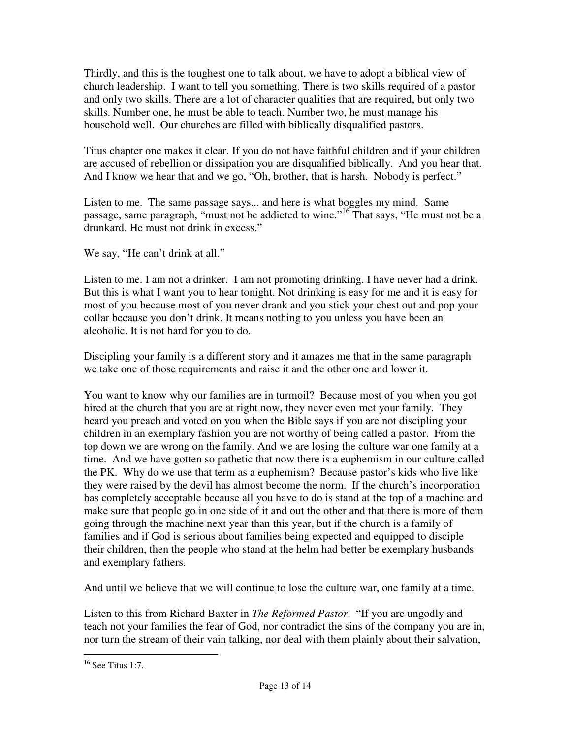Thirdly, and this is the toughest one to talk about, we have to adopt a biblical view of church leadership. I want to tell you something. There is two skills required of a pastor and only two skills. There are a lot of character qualities that are required, but only two skills. Number one, he must be able to teach. Number two, he must manage his household well. Our churches are filled with biblically disqualified pastors.

Titus chapter one makes it clear. If you do not have faithful children and if your children are accused of rebellion or dissipation you are disqualified biblically. And you hear that. And I know we hear that and we go, "Oh, brother, that is harsh. Nobody is perfect."

Listen to me. The same passage says... and here is what boggles my mind. Same passage, same paragraph, "must not be addicted to wine."[16] That says, "He must not be a drunkard. He must not drink in excess."

We say, "He can't drink at all."

Listen to me. I am not a drinker. I am not promoting drinking. I have never had a drink. But this is what I want you to hear tonight. Not drinking is easy for me and it is easy for most of you because most of you never drank and you stick your chest out and pop your collar because you don't drink. It means nothing to you unless you have been an alcoholic. It is not hard for you to do.

Discipling your family is a different story and it amazes me that in the same paragraph we take one of those requirements and raise it and the other one and lower it.

You want to know why our families are in turmoil? Because most of you when you got hired at the church that you are at right now, they never even met your family. They heard you preach and voted on you when the Bible says if you are not discipling your children in an exemplary fashion you are not worthy of being called a pastor. From the top down we are wrong on the family. And we are losing the culture war one family at a time. And we have gotten so pathetic that now there is a euphemism in our culture called the PK. Why do we use that term as a euphemism? Because pastor's kids who live like they were raised by the devil has almost become the norm. If the church's incorporation has completely acceptable because all you have to do is stand at the top of a machine and make sure that people go in one side of it and out the other and that there is more of them going through the machine next year than this year, but if the church is a family of families and if God is serious about families being expected and equipped to disciple their children, then the people who stand at the helm had better be exemplary husbands and exemplary fathers.

And until we believe that we will continue to lose the culture war, one family at a time.

Listen to this from Richard Baxter in *The Reformed Pastor*. "If you are ungodly and teach not your families the fear of God, nor contradict the sins of the company you are in, nor turn the stream of their vain talking, nor deal with them plainly about their salvation,

---

[16] See Titus 1:7.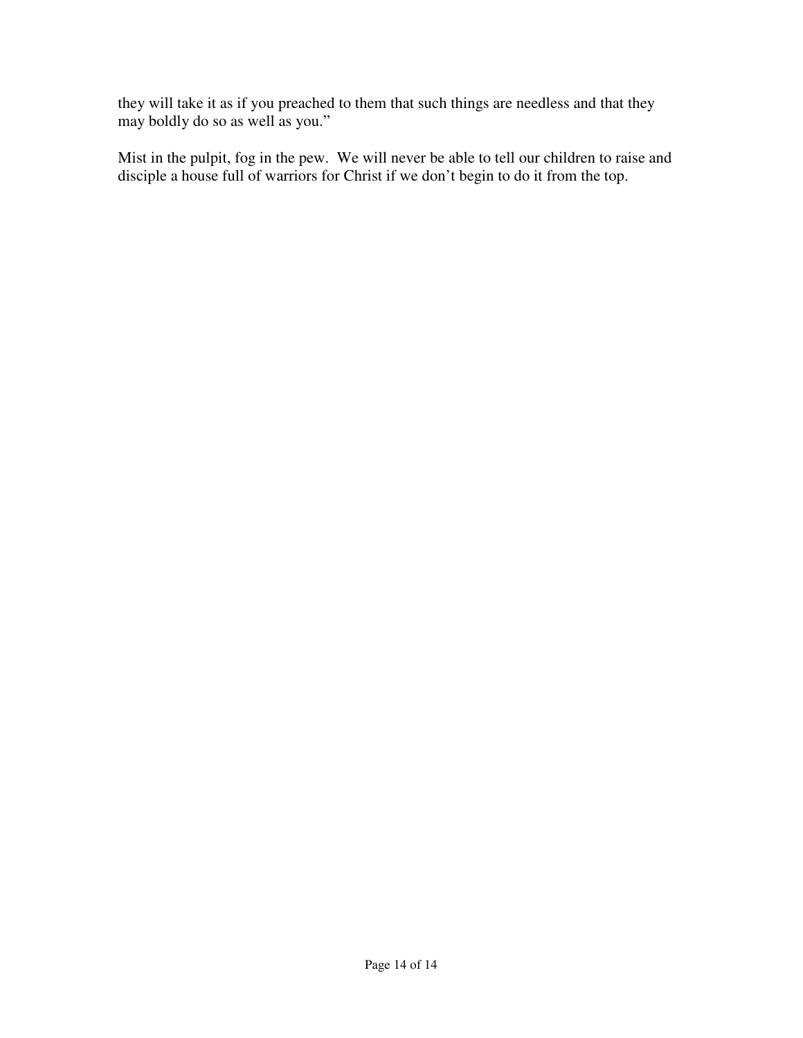they will take it as if you preached to them that such things are needless and that they may boldly do so as well as you."

Mist in the pulpit, fog in the pew. We will never be able to tell our children to raise and disciple a house full of warriors for Christ if we don't begin to do it from the top.